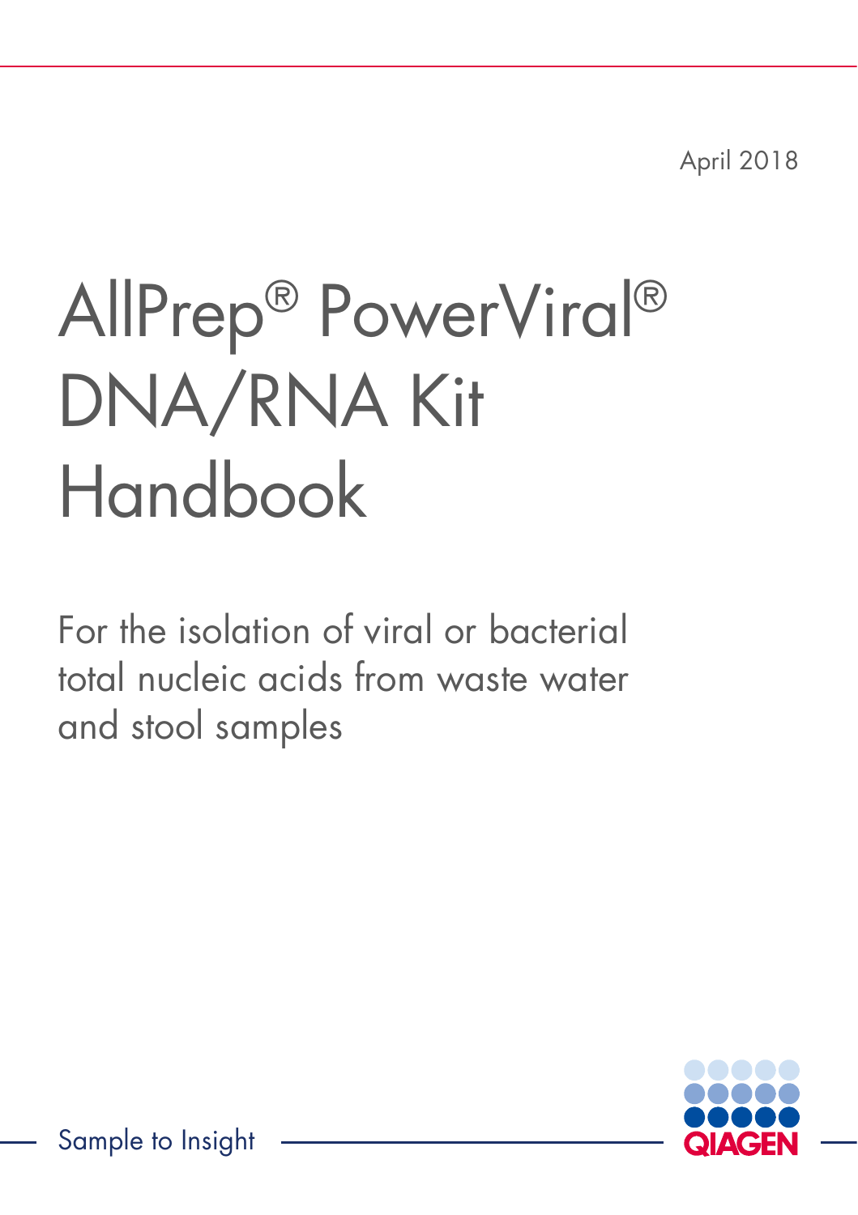April 2018

# AllPrep® PowerViral® DNA/RNA Kit Handbook

For the isolation of viral or bacterial total nucleic acids from waste water and stool samples

Sample to Insight

QIAGEN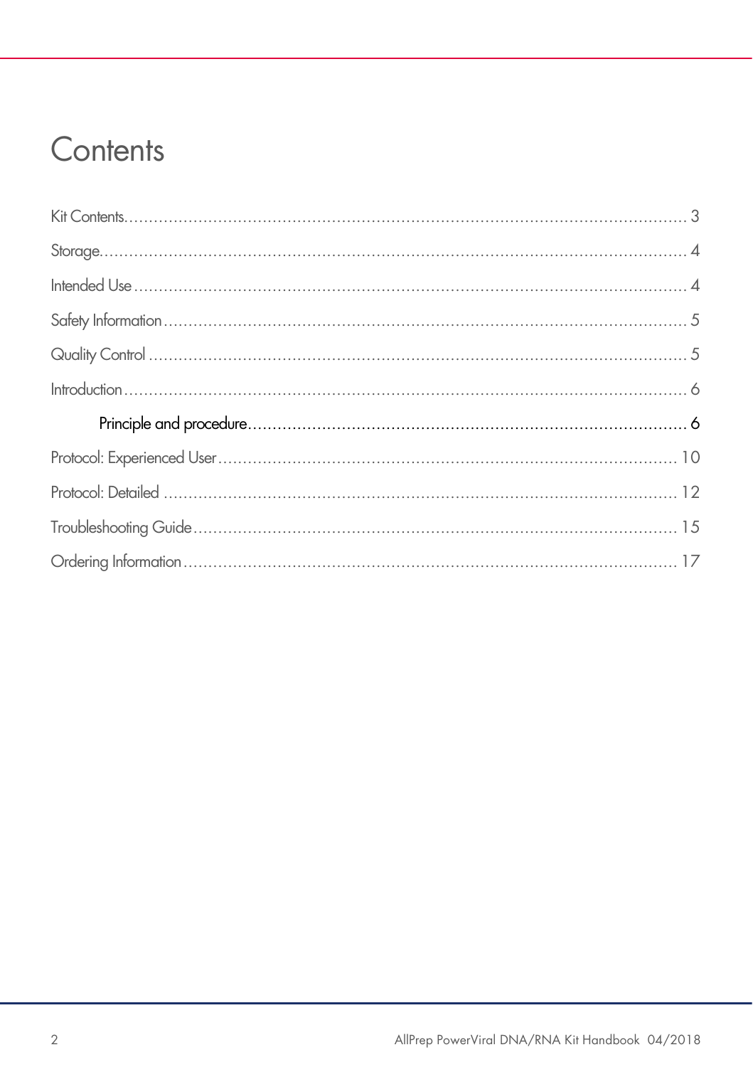# Contents

Kit Contents .......... 3

Storage .......... 4

Intended Use .......... 4

Safety Information .......... 5

Quality Control .......... 5

Introduction .......... 6

- Principle and procedure .......... 6

Protocol: Experienced User .......... 10

Protocol: Detailed .......... 12

Troubleshooting Guide .......... 15

Ordering Information .......... 17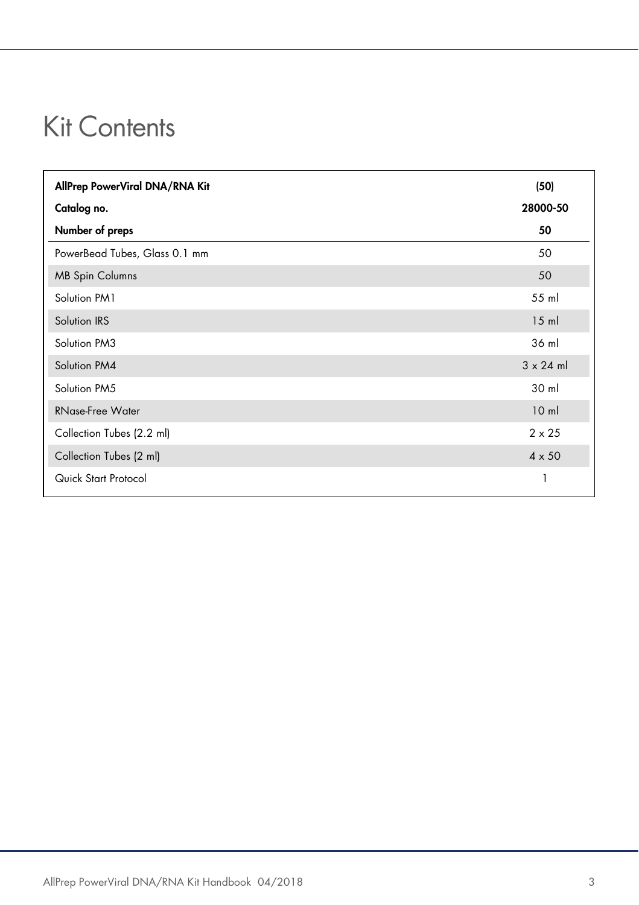# Kit Contents

| **AllPrep PowerViral DNA/RNA Kit**<br>**Catalog no.**<br>**Number of preps** | **(50)**<br>**28000-50**<br>**50** |
|---|---|
| PowerBead Tubes, Glass 0.1 mm | 50 |
| MB Spin Columns | 50 |
| Solution PM1 | 55 ml |
| Solution IRS | 15 ml |
| Solution PM3 | 36 ml |
| Solution PM4 | 3 x 24 ml |
| Solution PM5 | 30 ml |
| RNase-Free Water | 10 ml |
| Collection Tubes (2.2 ml) | 2 x 25 |
| Collection Tubes (2 ml) | 4 x 50 |
| Quick Start Protocol | 1 |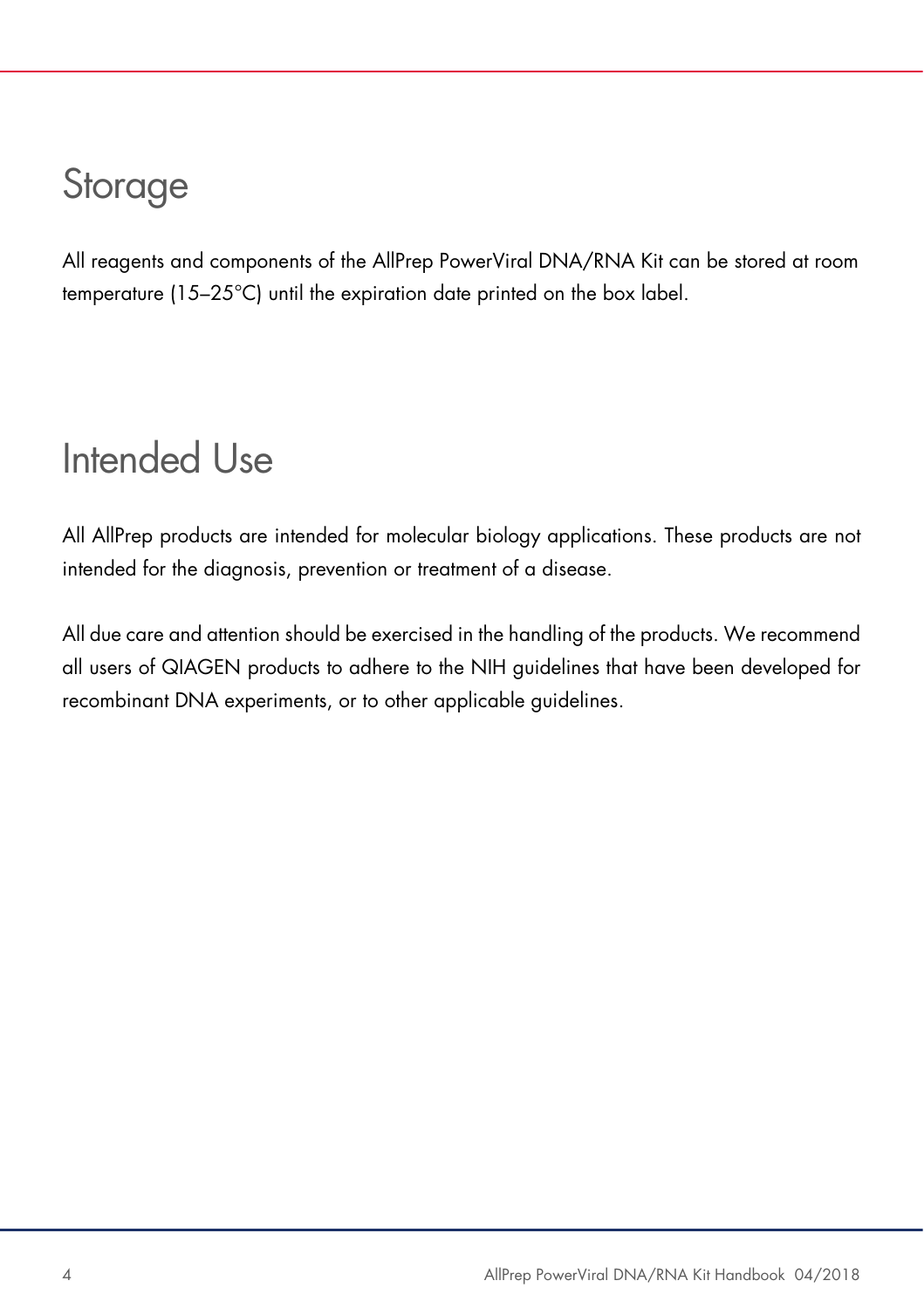# Storage

All reagents and components of the AllPrep PowerViral DNA/RNA Kit can be stored at room temperature (15–25°C) until the expiration date printed on the box label.

# Intended Use

All AllPrep products are intended for molecular biology applications. These products are not intended for the diagnosis, prevention or treatment of a disease.

All due care and attention should be exercised in the handling of the products. We recommend all users of QIAGEN products to adhere to the NIH guidelines that have been developed for recombinant DNA experiments, or to other applicable guidelines.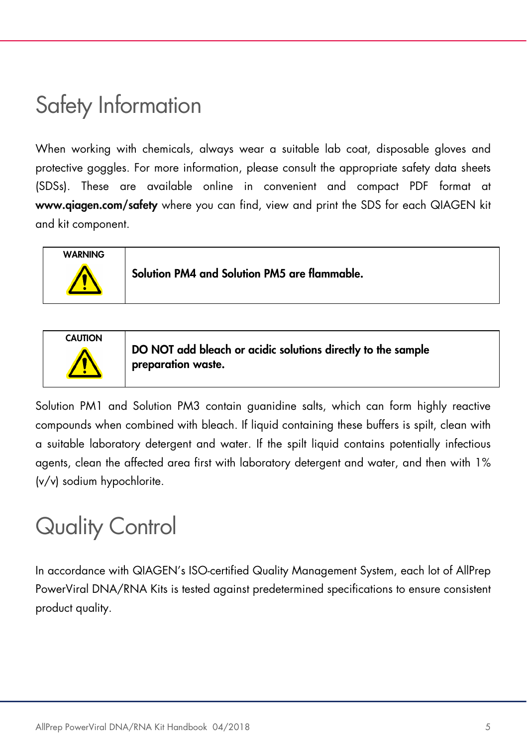# Safety Information

When working with chemicals, always wear a suitable lab coat, disposable gloves and protective goggles. For more information, please consult the appropriate safety data sheets (SDSs). These are available online in convenient and compact PDF format at **www.qiagen.com/safety** where you can find, view and print the SDS for each QIAGEN kit and kit component.

| WARNING | **Solution PM4 and Solution PM5 are flammable.** |
|---|---|

| CAUTION | **DO NOT add bleach or acidic solutions directly to the sample preparation waste.** |
|---|---|

Solution PM1 and Solution PM3 contain guanidine salts, which can form highly reactive compounds when combined with bleach. If liquid containing these buffers is spilt, clean with a suitable laboratory detergent and water. If the spilt liquid contains potentially infectious agents, clean the affected area first with laboratory detergent and water, and then with 1% (v/v) sodium hypochlorite.

# Quality Control

In accordance with QIAGEN's ISO-certified Quality Management System, each lot of AllPrep PowerViral DNA/RNA Kits is tested against predetermined specifications to ensure consistent product quality.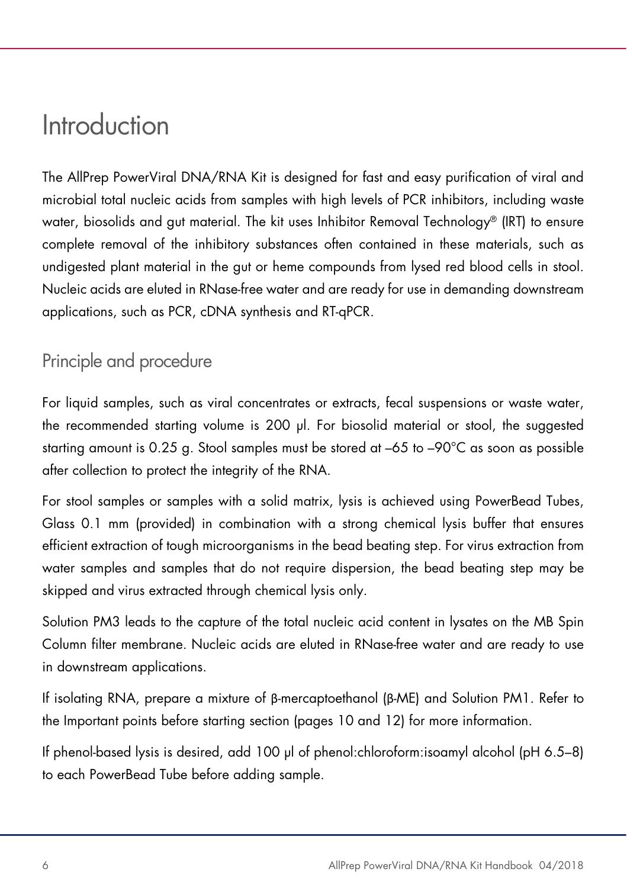# Introduction

The AllPrep PowerViral DNA/RNA Kit is designed for fast and easy purification of viral and microbial total nucleic acids from samples with high levels of PCR inhibitors, including waste water, biosolids and gut material. The kit uses Inhibitor Removal Technology® (IRT) to ensure complete removal of the inhibitory substances often contained in these materials, such as undigested plant material in the gut or heme compounds from lysed red blood cells in stool. Nucleic acids are eluted in RNase-free water and are ready for use in demanding downstream applications, such as PCR, cDNA synthesis and RT-qPCR.

## Principle and procedure

For liquid samples, such as viral concentrates or extracts, fecal suspensions or waste water, the recommended starting volume is 200 µl. For biosolid material or stool, the suggested starting amount is 0.25 g. Stool samples must be stored at –65 to –90°C as soon as possible after collection to protect the integrity of the RNA.

For stool samples or samples with a solid matrix, lysis is achieved using PowerBead Tubes, Glass 0.1 mm (provided) in combination with a strong chemical lysis buffer that ensures efficient extraction of tough microorganisms in the bead beating step. For virus extraction from water samples and samples that do not require dispersion, the bead beating step may be skipped and virus extracted through chemical lysis only.

Solution PM3 leads to the capture of the total nucleic acid content in lysates on the MB Spin Column filter membrane. Nucleic acids are eluted in RNase-free water and are ready to use in downstream applications.

If isolating RNA, prepare a mixture of β-mercaptoethanol (β-ME) and Solution PM1. Refer to the Important points before starting section (pages 10 and 12) for more information.

If phenol-based lysis is desired, add 100 µl of phenol:chloroform:isoamyl alcohol (pH 6.5–8) to each PowerBead Tube before adding sample.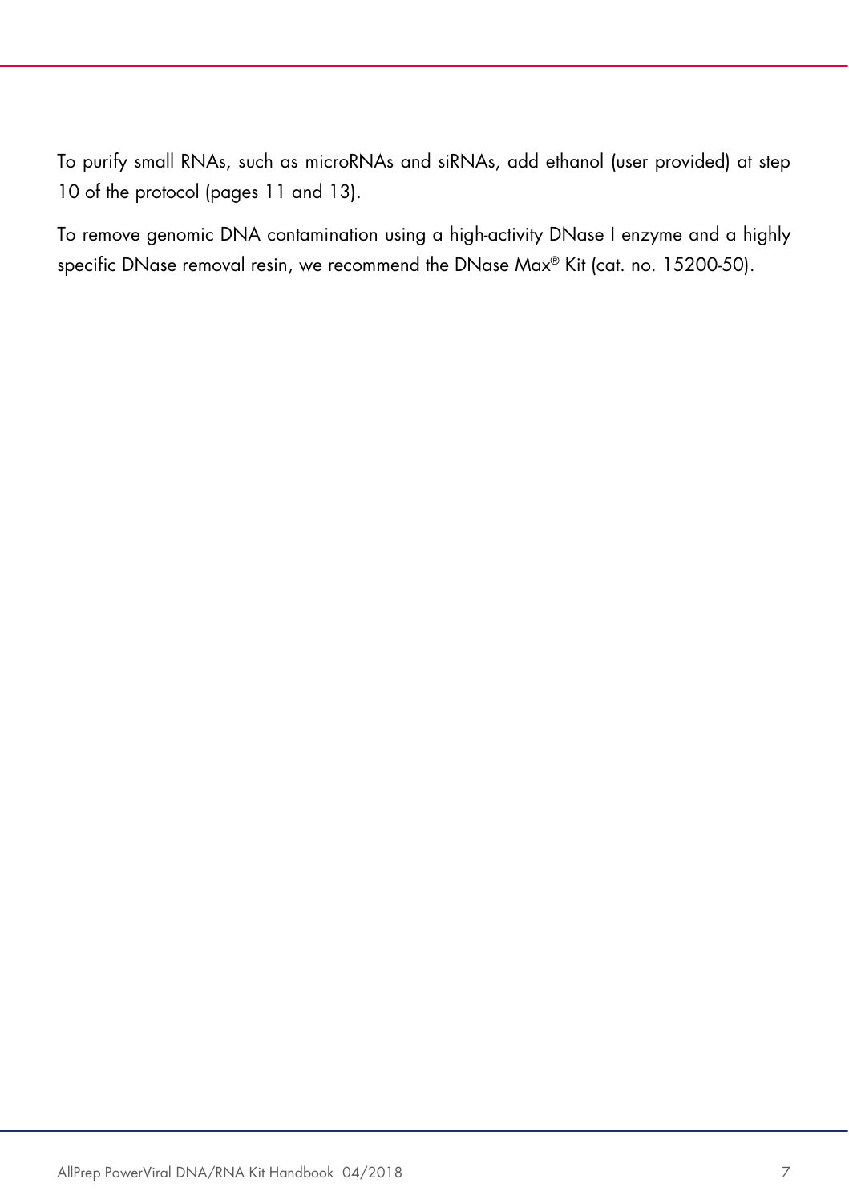To purify small RNAs, such as microRNAs and siRNAs, add ethanol (user provided) at step 10 of the protocol (pages 11 and 13).

To remove genomic DNA contamination using a high-activity DNase I enzyme and a highly specific DNase removal resin, we recommend the DNase Max® Kit (cat. no. 15200-50).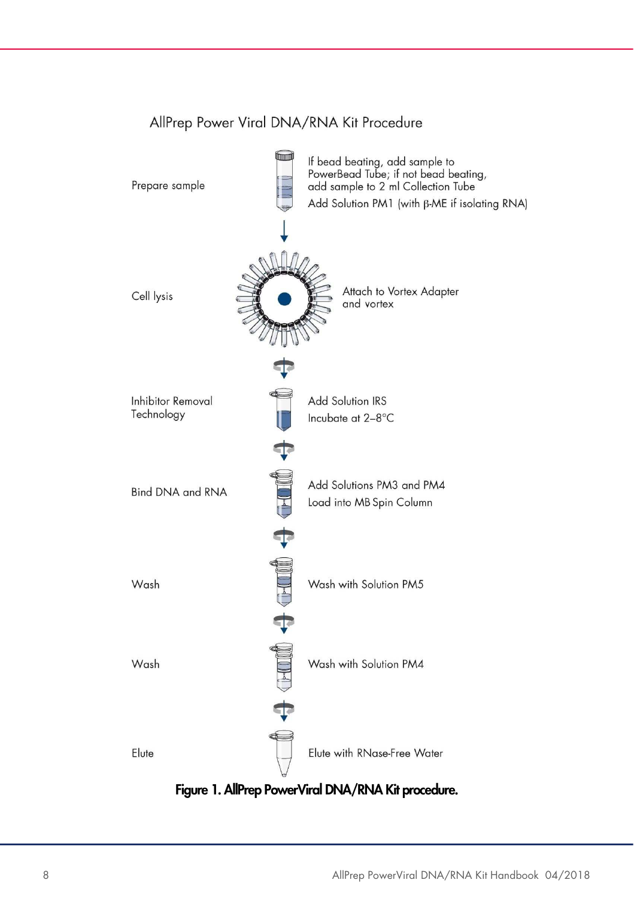AllPrep Power Viral DNA/RNA Kit Procedure

| Step | Action |
| --- | --- |
| Prepare sample | If bead beating, add sample to PowerBead Tube; if not bead beating, add sample to 2 ml Collection Tube<br>Add Solution PM1 (with β-ME if isolating RNA) |
| Cell lysis | Attach to Vortex Adapter and vortex |
| Inhibitor Removal Technology | Add Solution IRS<br>Incubate at 2–8°C |
| Bind DNA and RNA | Add Solutions PM3 and PM4<br>Load into MB Spin Column |
| Wash | Wash with Solution PM5 |
| Wash | Wash with Solution PM4 |
| Elute | Elute with RNase-Free Water |

**Figure 1. AllPrep PowerViral DNA/RNA Kit procedure.**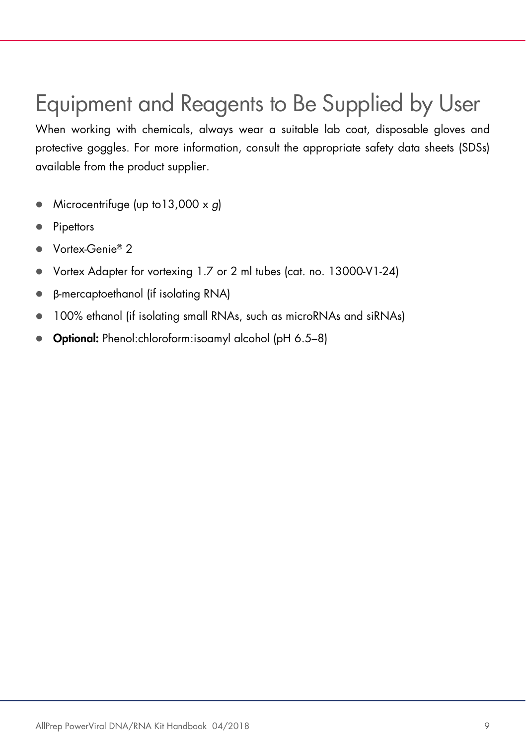# Equipment and Reagents to Be Supplied by User

When working with chemicals, always wear a suitable lab coat, disposable gloves and protective goggles. For more information, consult the appropriate safety data sheets (SDSs) available from the product supplier.

- Microcentrifuge (up to13,000 x *g*)
- Pipettors
- Vortex-Genie® 2
- Vortex Adapter for vortexing 1.7 or 2 ml tubes (cat. no. 13000-V1-24)
- β-mercaptoethanol (if isolating RNA)
- 100% ethanol (if isolating small RNAs, such as microRNAs and siRNAs)
- **Optional:** Phenol:chloroform:isoamyl alcohol (pH 6.5–8)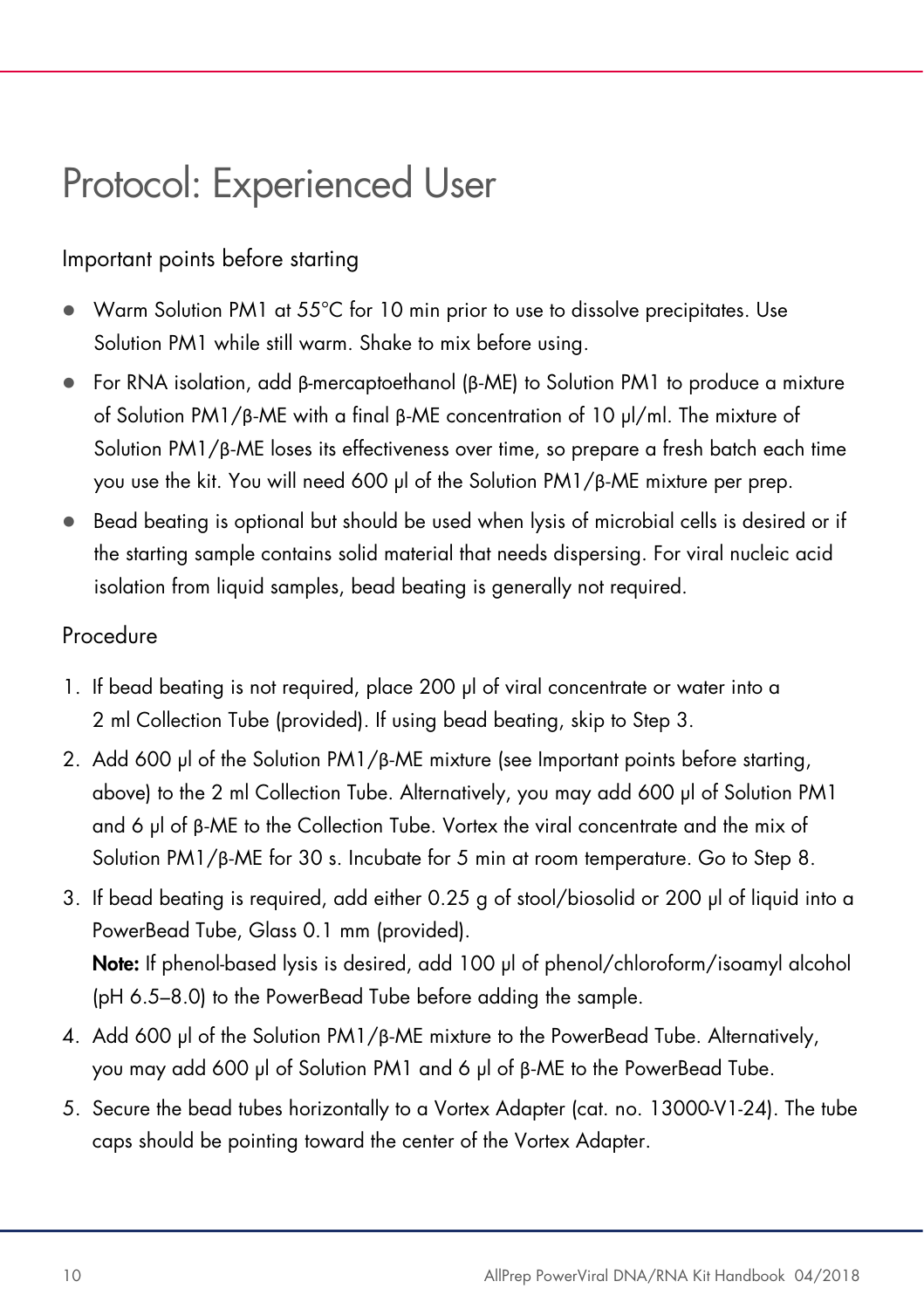# Protocol: Experienced User

## Important points before starting

- Warm Solution PM1 at 55°C for 10 min prior to use to dissolve precipitates. Use Solution PM1 while still warm. Shake to mix before using.
- For RNA isolation, add β-mercaptoethanol (β-ME) to Solution PM1 to produce a mixture of Solution PM1/β-ME with a final β-ME concentration of 10 µl/ml. The mixture of Solution PM1/β-ME loses its effectiveness over time, so prepare a fresh batch each time you use the kit. You will need 600 µl of the Solution PM1/β-ME mixture per prep.
- Bead beating is optional but should be used when lysis of microbial cells is desired or if the starting sample contains solid material that needs dispersing. For viral nucleic acid isolation from liquid samples, bead beating is generally not required.

## Procedure

1. If bead beating is not required, place 200 µl of viral concentrate or water into a 2 ml Collection Tube (provided). If using bead beating, skip to Step 3.
2. Add 600 µl of the Solution PM1/β-ME mixture (see Important points before starting, above) to the 2 ml Collection Tube. Alternatively, you may add 600 µl of Solution PM1 and 6 µl of β-ME to the Collection Tube. Vortex the viral concentrate and the mix of Solution PM1/β-ME for 30 s. Incubate for 5 min at room temperature. Go to Step 8.
3. If bead beating is required, add either 0.25 g of stool/biosolid or 200 µl of liquid into a PowerBead Tube, Glass 0.1 mm (provided).
   **Note:** If phenol-based lysis is desired, add 100 µl of phenol/chloroform/isoamyl alcohol (pH 6.5–8.0) to the PowerBead Tube before adding the sample.
4. Add 600 µl of the Solution PM1/β-ME mixture to the PowerBead Tube. Alternatively, you may add 600 µl of Solution PM1 and 6 µl of β-ME to the PowerBead Tube.
5. Secure the bead tubes horizontally to a Vortex Adapter (cat. no. 13000-V1-24). The tube caps should be pointing toward the center of the Vortex Adapter.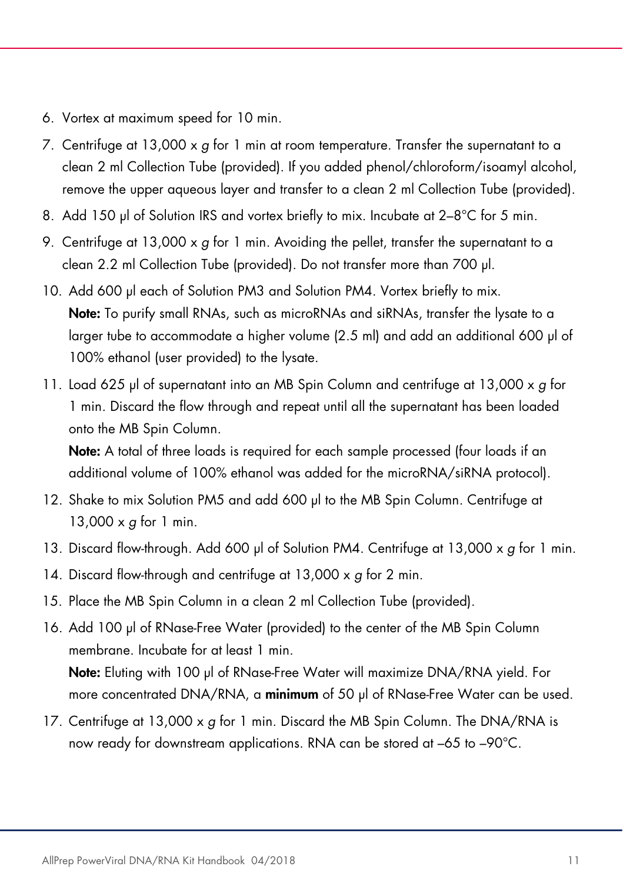6. Vortex at maximum speed for 10 min.
7. Centrifuge at 13,000 x *g* for 1 min at room temperature. Transfer the supernatant to a clean 2 ml Collection Tube (provided). If you added phenol/chloroform/isoamyl alcohol, remove the upper aqueous layer and transfer to a clean 2 ml Collection Tube (provided).
8. Add 150 µl of Solution IRS and vortex briefly to mix. Incubate at 2–8°C for 5 min.
9. Centrifuge at 13,000 x *g* for 1 min. Avoiding the pellet, transfer the supernatant to a clean 2.2 ml Collection Tube (provided). Do not transfer more than 700 µl.
10. Add 600 µl each of Solution PM3 and Solution PM4. Vortex briefly to mix.
    **Note:** To purify small RNAs, such as microRNAs and siRNAs, transfer the lysate to a larger tube to accommodate a higher volume (2.5 ml) and add an additional 600 µl of 100% ethanol (user provided) to the lysate.
11. Load 625 µl of supernatant into an MB Spin Column and centrifuge at 13,000 x *g* for 1 min. Discard the flow through and repeat until all the supernatant has been loaded onto the MB Spin Column.
    **Note:** A total of three loads is required for each sample processed (four loads if an additional volume of 100% ethanol was added for the microRNA/siRNA protocol).
12. Shake to mix Solution PM5 and add 600 µl to the MB Spin Column. Centrifuge at 13,000 x *g* for 1 min.
13. Discard flow-through. Add 600 µl of Solution PM4. Centrifuge at 13,000 x *g* for 1 min.
14. Discard flow-through and centrifuge at 13,000 x *g* for 2 min.
15. Place the MB Spin Column in a clean 2 ml Collection Tube (provided).
16. Add 100 µl of RNase-Free Water (provided) to the center of the MB Spin Column membrane. Incubate for at least 1 min.
    **Note:** Eluting with 100 µl of RNase-Free Water will maximize DNA/RNA yield. For more concentrated DNA/RNA, a **minimum** of 50 µl of RNase-Free Water can be used.
17. Centrifuge at 13,000 x *g* for 1 min. Discard the MB Spin Column. The DNA/RNA is now ready for downstream applications. RNA can be stored at –65 to –90°C.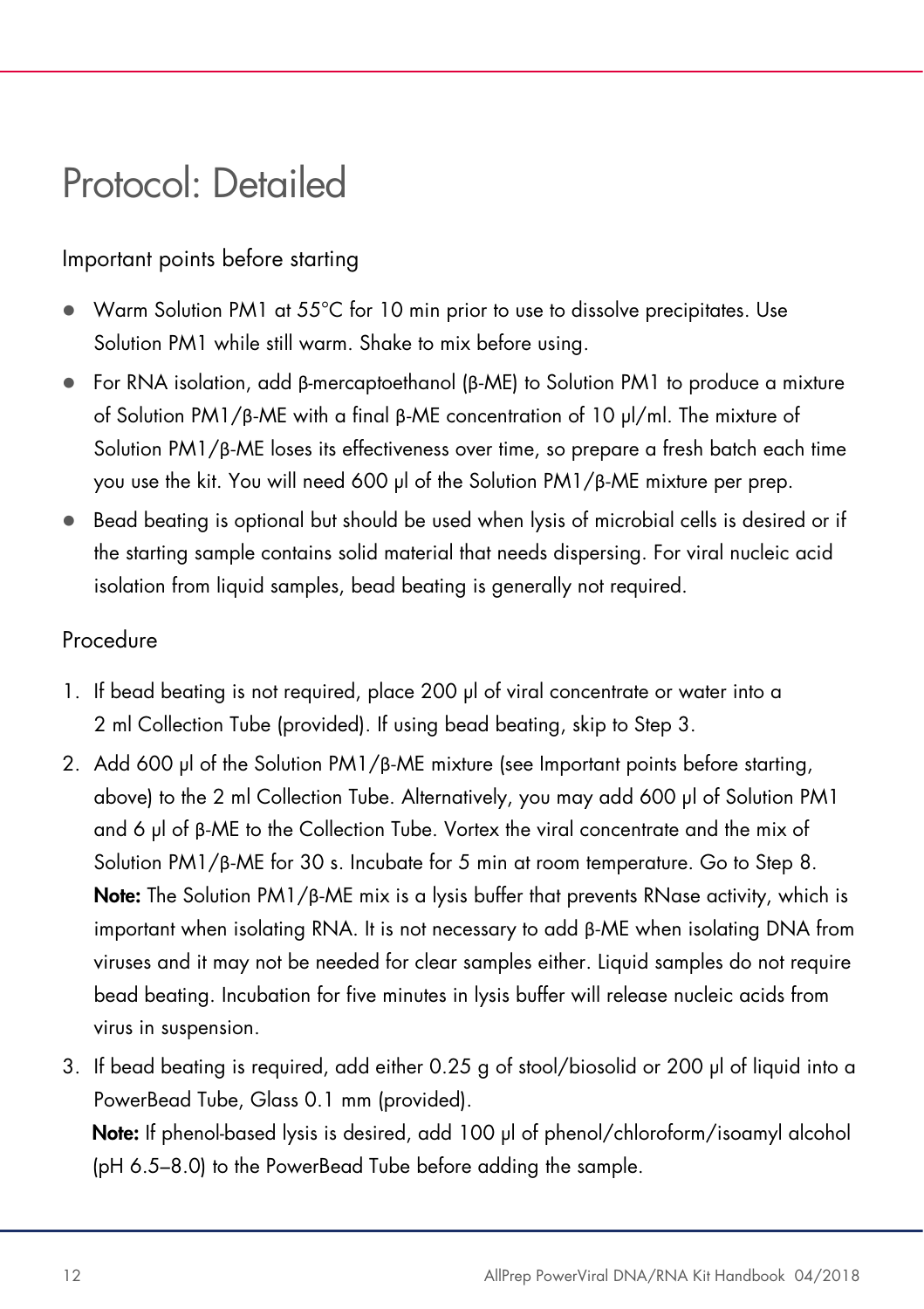# Protocol: Detailed

## Important points before starting

- Warm Solution PM1 at 55°C for 10 min prior to use to dissolve precipitates. Use Solution PM1 while still warm. Shake to mix before using.
- For RNA isolation, add β-mercaptoethanol (β-ME) to Solution PM1 to produce a mixture of Solution PM1/β-ME with a final β-ME concentration of 10 µl/ml. The mixture of Solution PM1/β-ME loses its effectiveness over time, so prepare a fresh batch each time you use the kit. You will need 600 µl of the Solution PM1/β-ME mixture per prep.
- Bead beating is optional but should be used when lysis of microbial cells is desired or if the starting sample contains solid material that needs dispersing. For viral nucleic acid isolation from liquid samples, bead beating is generally not required.

## Procedure

1. If bead beating is not required, place 200 µl of viral concentrate or water into a 2 ml Collection Tube (provided). If using bead beating, skip to Step 3.
2. Add 600 µl of the Solution PM1/β-ME mixture (see Important points before starting, above) to the 2 ml Collection Tube. Alternatively, you may add 600 µl of Solution PM1 and 6 µl of β-ME to the Collection Tube. Vortex the viral concentrate and the mix of Solution PM1/β-ME for 30 s. Incubate for 5 min at room temperature. Go to Step 8.
   **Note:** The Solution PM1/β-ME mix is a lysis buffer that prevents RNase activity, which is important when isolating RNA. It is not necessary to add β-ME when isolating DNA from viruses and it may not be needed for clear samples either. Liquid samples do not require bead beating. Incubation for five minutes in lysis buffer will release nucleic acids from virus in suspension.
3. If bead beating is required, add either 0.25 g of stool/biosolid or 200 µl of liquid into a PowerBead Tube, Glass 0.1 mm (provided).
   **Note:** If phenol-based lysis is desired, add 100 µl of phenol/chloroform/isoamyl alcohol (pH 6.5–8.0) to the PowerBead Tube before adding the sample.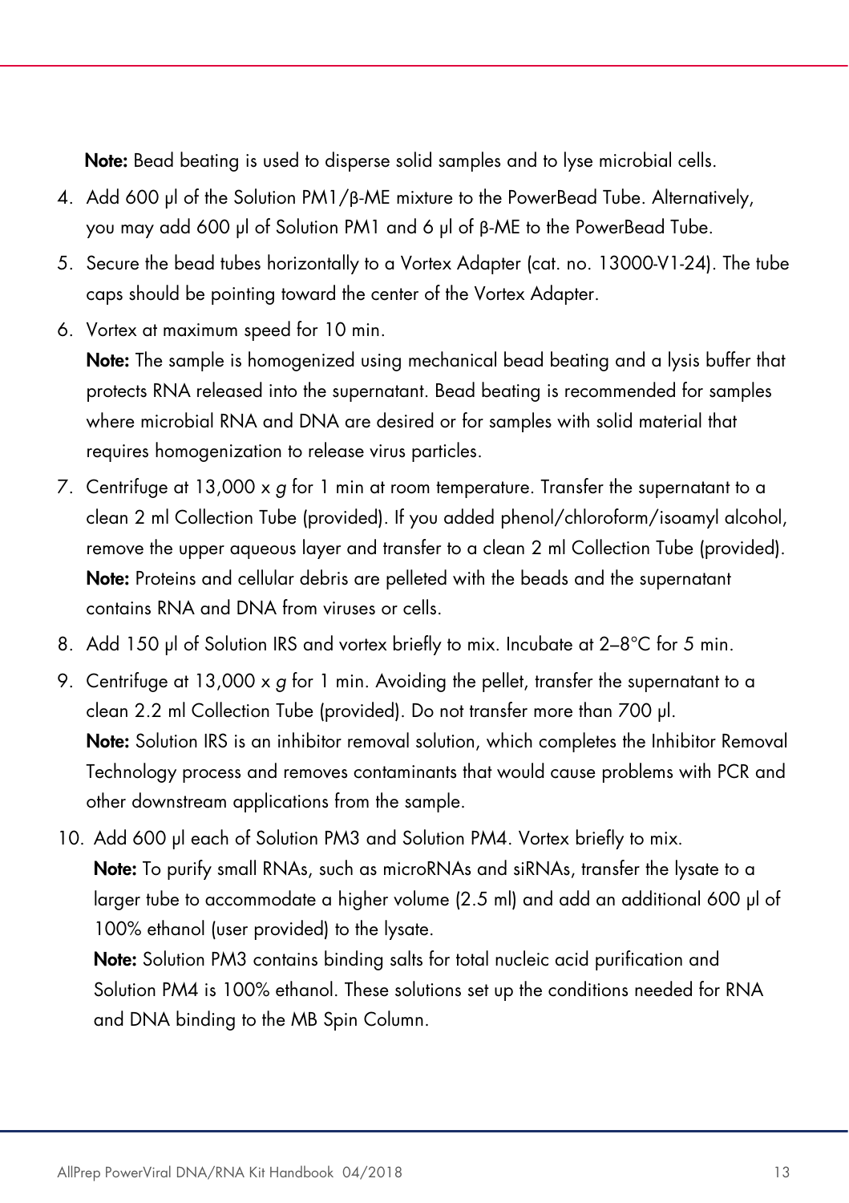**Note:** Bead beating is used to disperse solid samples and to lyse microbial cells.

4. Add 600 µl of the Solution PM1/β-ME mixture to the PowerBead Tube. Alternatively, you may add 600 µl of Solution PM1 and 6 µl of β-ME to the PowerBead Tube.
5. Secure the bead tubes horizontally to a Vortex Adapter (cat. no. 13000-V1-24). The tube caps should be pointing toward the center of the Vortex Adapter.
6. Vortex at maximum speed for 10 min.
   **Note:** The sample is homogenized using mechanical bead beating and a lysis buffer that protects RNA released into the supernatant. Bead beating is recommended for samples where microbial RNA and DNA are desired or for samples with solid material that requires homogenization to release virus particles.
7. Centrifuge at 13,000 x *g* for 1 min at room temperature. Transfer the supernatant to a clean 2 ml Collection Tube (provided). If you added phenol/chloroform/isoamyl alcohol, remove the upper aqueous layer and transfer to a clean 2 ml Collection Tube (provided).
   **Note:** Proteins and cellular debris are pelleted with the beads and the supernatant contains RNA and DNA from viruses or cells.
8. Add 150 µl of Solution IRS and vortex briefly to mix. Incubate at 2–8°C for 5 min.
9. Centrifuge at 13,000 x *g* for 1 min. Avoiding the pellet, transfer the supernatant to a clean 2.2 ml Collection Tube (provided). Do not transfer more than 700 µl.
   **Note:** Solution IRS is an inhibitor removal solution, which completes the Inhibitor Removal Technology process and removes contaminants that would cause problems with PCR and other downstream applications from the sample.
10. Add 600 µl each of Solution PM3 and Solution PM4. Vortex briefly to mix.
    **Note:** To purify small RNAs, such as microRNAs and siRNAs, transfer the lysate to a larger tube to accommodate a higher volume (2.5 ml) and add an additional 600 µl of 100% ethanol (user provided) to the lysate.
    **Note:** Solution PM3 contains binding salts for total nucleic acid purification and Solution PM4 is 100% ethanol. These solutions set up the conditions needed for RNA and DNA binding to the MB Spin Column.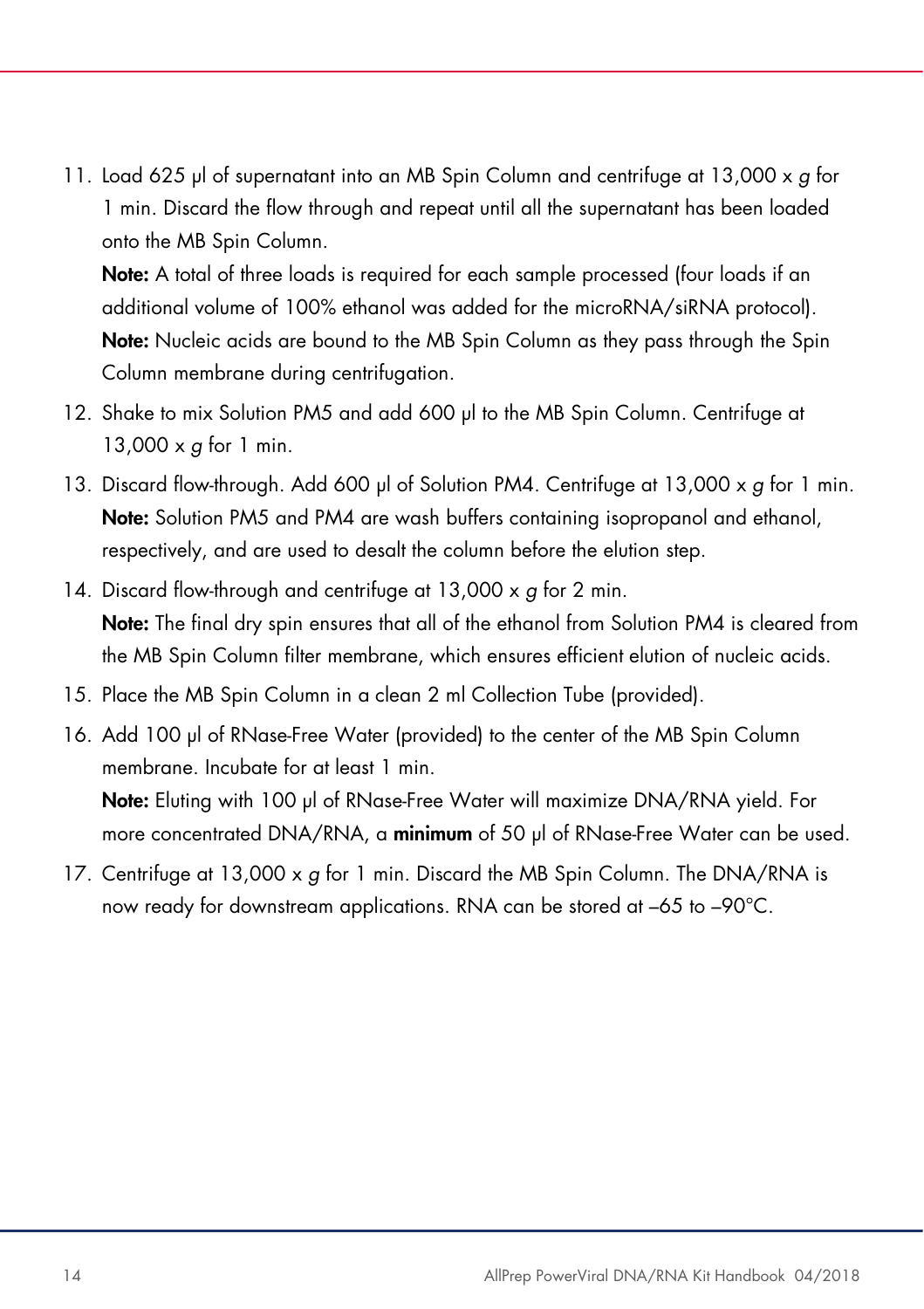11. Load 625 µl of supernatant into an MB Spin Column and centrifuge at 13,000 x *g* for 1 min. Discard the flow through and repeat until all the supernatant has been loaded onto the MB Spin Column.
    **Note:** A total of three loads is required for each sample processed (four loads if an additional volume of 100% ethanol was added for the microRNA/siRNA protocol).
    **Note:** Nucleic acids are bound to the MB Spin Column as they pass through the Spin Column membrane during centrifugation.
12. Shake to mix Solution PM5 and add 600 µl to the MB Spin Column. Centrifuge at 13,000 x *g* for 1 min.
13. Discard flow-through. Add 600 µl of Solution PM4. Centrifuge at 13,000 x *g* for 1 min.
    **Note:** Solution PM5 and PM4 are wash buffers containing isopropanol and ethanol, respectively, and are used to desalt the column before the elution step.
14. Discard flow-through and centrifuge at 13,000 x *g* for 2 min.
    **Note:** The final dry spin ensures that all of the ethanol from Solution PM4 is cleared from the MB Spin Column filter membrane, which ensures efficient elution of nucleic acids.
15. Place the MB Spin Column in a clean 2 ml Collection Tube (provided).
16. Add 100 µl of RNase-Free Water (provided) to the center of the MB Spin Column membrane. Incubate for at least 1 min.
    **Note:** Eluting with 100 µl of RNase-Free Water will maximize DNA/RNA yield. For more concentrated DNA/RNA, a **minimum** of 50 µl of RNase-Free Water can be used.
17. Centrifuge at 13,000 x *g* for 1 min. Discard the MB Spin Column. The DNA/RNA is now ready for downstream applications. RNA can be stored at –65 to –90°C.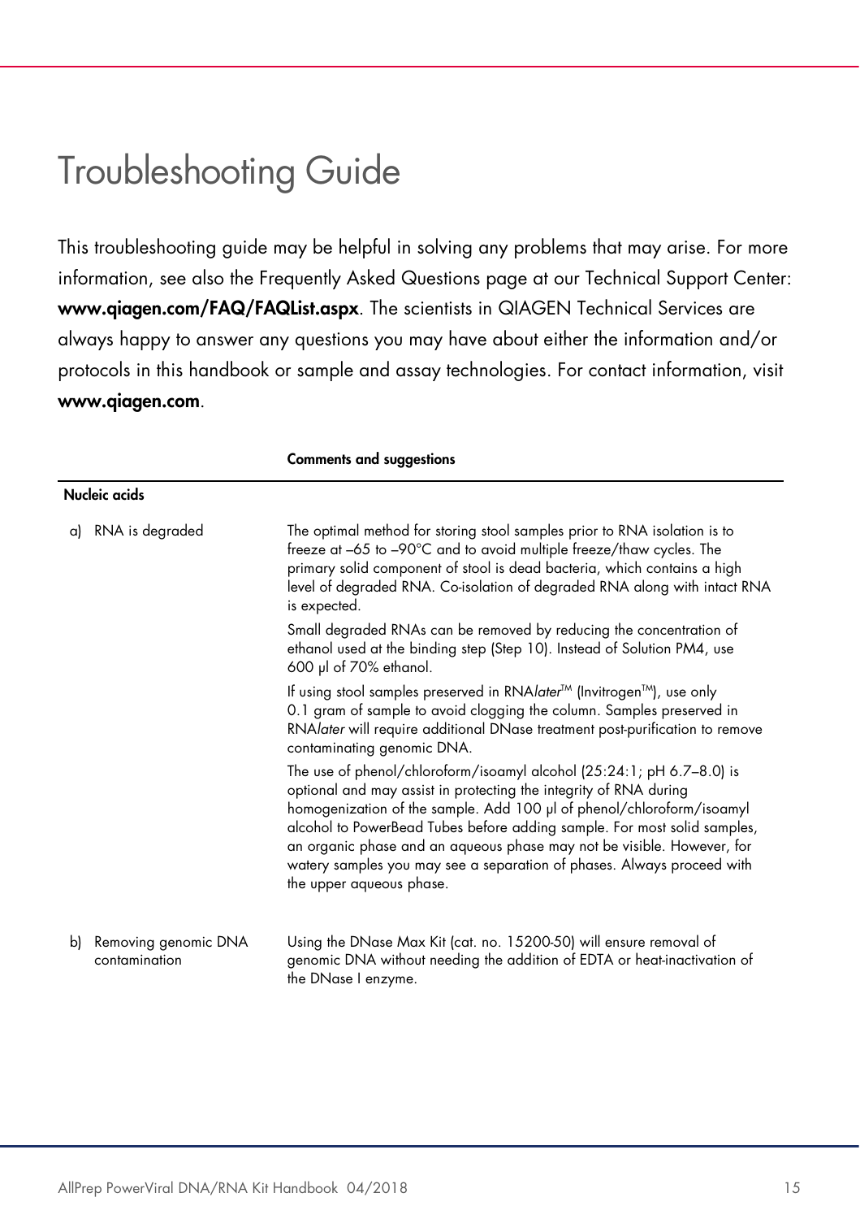# Troubleshooting Guide

This troubleshooting guide may be helpful in solving any problems that may arise. For more information, see also the Frequently Asked Questions page at our Technical Support Center: **www.qiagen.com/FAQ/FAQList.aspx**. The scientists in QIAGEN Technical Services are always happy to answer any questions you may have about either the information and/or protocols in this handbook or sample and assay technologies. For contact information, visit **www.qiagen.com**.

| | **Comments and suggestions** |
|---|---|
| **Nucleic acids** | |
| a) RNA is degraded | The optimal method for storing stool samples prior to RNA isolation is to freeze at –65 to –90°C and to avoid multiple freeze/thaw cycles. The primary solid component of stool is dead bacteria, which contains a high level of degraded RNA. Co-isolation of degraded RNA along with intact RNA is expected. |
| | Small degraded RNAs can be removed by reducing the concentration of ethanol used at the binding step (Step 10). Instead of Solution PM4, use 600 µl of 70% ethanol. |
| | If using stool samples preserved in RNA*later*™ (Invitrogen™), use only 0.1 gram of sample to avoid clogging the column. Samples preserved in RNA*later* will require additional DNase treatment post-purification to remove contaminating genomic DNA. |
| | The use of phenol/chloroform/isoamyl alcohol (25:24:1; pH 6.7–8.0) is optional and may assist in protecting the integrity of RNA during homogenization of the sample. Add 100 µl of phenol/chloroform/isoamyl alcohol to PowerBead Tubes before adding sample. For most solid samples, an organic phase and an aqueous phase may not be visible. However, for watery samples you may see a separation of phases. Always proceed with the upper aqueous phase. |
| b) Removing genomic DNA contamination | Using the DNase Max Kit (cat. no. 15200-50) will ensure removal of genomic DNA without needing the addition of EDTA or heat-inactivation of the DNase I enzyme. |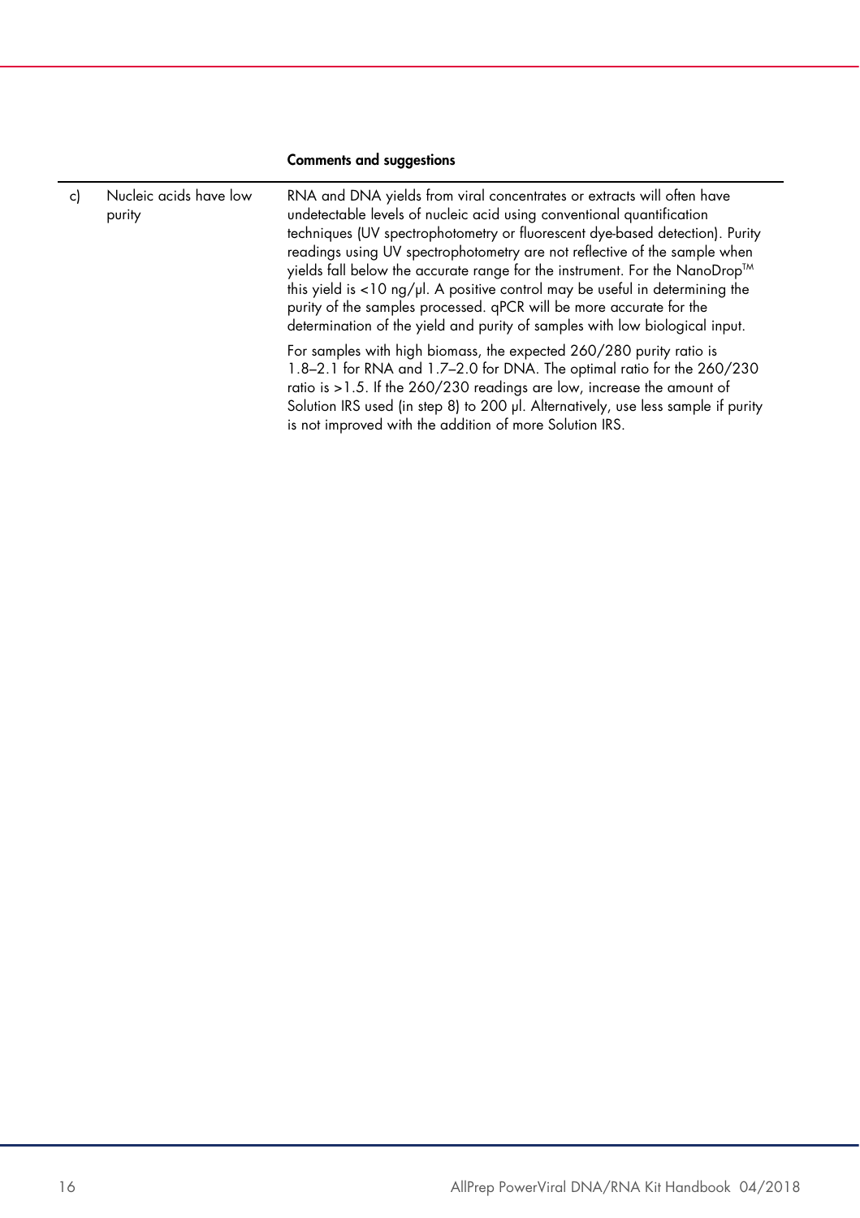| | | Comments and suggestions |
|---|---|---|
| c) | Nucleic acids have low purity | RNA and DNA yields from viral concentrates or extracts will often have undetectable levels of nucleic acid using conventional quantification techniques (UV spectrophotometry or fluorescent dye-based detection). Purity readings using UV spectrophotometry are not reflective of the sample when yields fall below the accurate range for the instrument. For the NanoDrop™ this yield is <10 ng/µl. A positive control may be useful in determining the purity of the samples processed. qPCR will be more accurate for the determination of the yield and purity of samples with low biological input.<br><br>For samples with high biomass, the expected 260/280 purity ratio is 1.8–2.1 for RNA and 1.7–2.0 for DNA. The optimal ratio for the 260/230 ratio is >1.5. If the 260/230 readings are low, increase the amount of Solution IRS used (in step 8) to 200 µl. Alternatively, use less sample if purity is not improved with the addition of more Solution IRS. |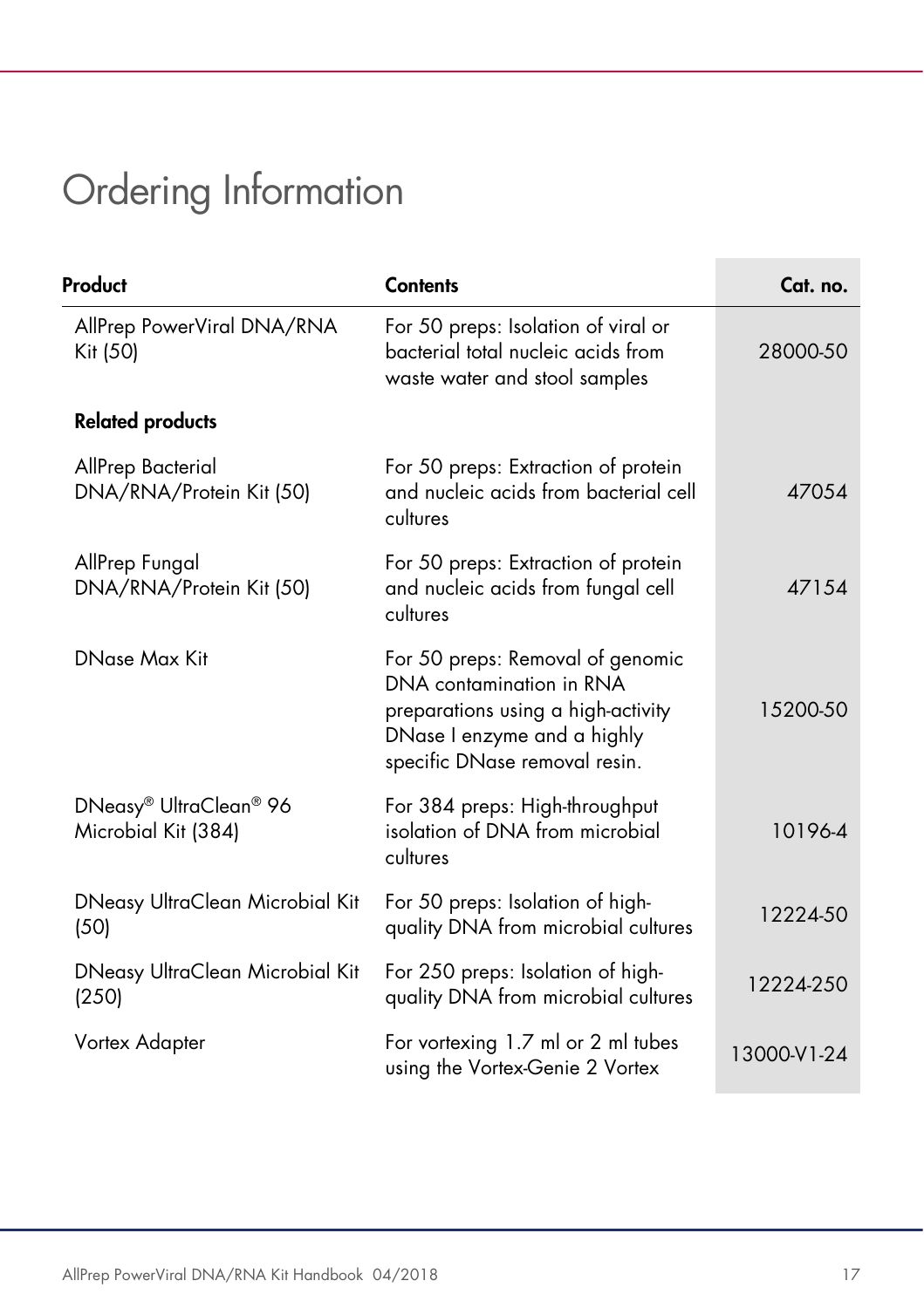# Ordering Information

| Product | Contents | Cat. no. |
|---|---|---|
| AllPrep PowerViral DNA/RNA Kit (50) | For 50 preps: Isolation of viral or bacterial total nucleic acids from waste water and stool samples | 28000-50 |
| **Related products** | | |
| AllPrep Bacterial DNA/RNA/Protein Kit (50) | For 50 preps: Extraction of protein and nucleic acids from bacterial cell cultures | 47054 |
| AllPrep Fungal DNA/RNA/Protein Kit (50) | For 50 preps: Extraction of protein and nucleic acids from fungal cell cultures | 47154 |
| DNase Max Kit | For 50 preps: Removal of genomic DNA contamination in RNA preparations using a high-activity DNase I enzyme and a highly specific DNase removal resin. | 15200-50 |
| DNeasy® UltraClean® 96 Microbial Kit (384) | For 384 preps: High-throughput isolation of DNA from microbial cultures | 10196-4 |
| DNeasy UltraClean Microbial Kit (50) | For 50 preps: Isolation of high-quality DNA from microbial cultures | 12224-50 |
| DNeasy UltraClean Microbial Kit (250) | For 250 preps: Isolation of high-quality DNA from microbial cultures | 12224-250 |
| Vortex Adapter | For vortexing 1.7 ml or 2 ml tubes using the Vortex-Genie 2 Vortex | 13000-V1-24 |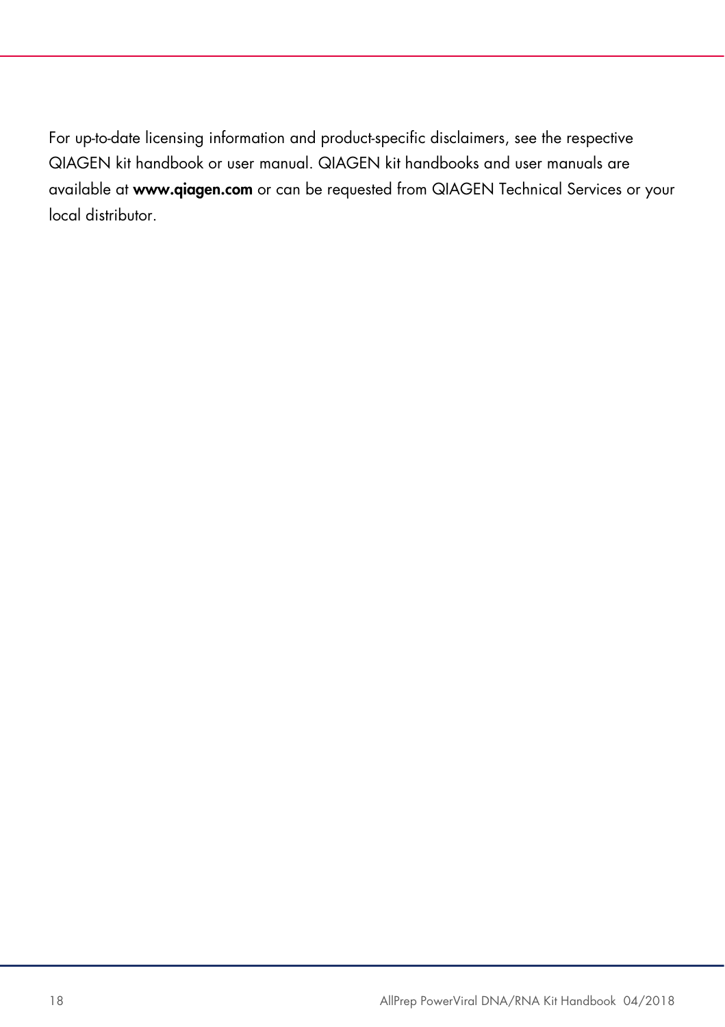For up-to-date licensing information and product-specific disclaimers, see the respective QIAGEN kit handbook or user manual. QIAGEN kit handbooks and user manuals are available at **www.qiagen.com** or can be requested from QIAGEN Technical Services or your local distributor.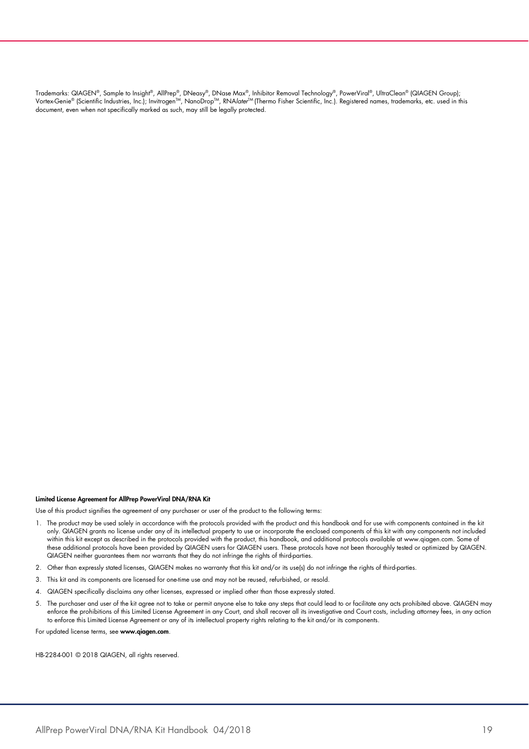Trademarks: QIAGEN®, Sample to Insight®, AllPrep®, DNeasy®, DNase Max®, Inhibitor Removal Technology®, PowerViral®, UltraClean® (QIAGEN Group); Vortex-Genie® (Scientific Industries, Inc.); Invitrogen™, NanoDrop™, RNA*later*™ (Thermo Fisher Scientific, Inc.). Registered names, trademarks, etc. used in this document, even when not specifically marked as such, may still be legally protected.

**Limited License Agreement for AllPrep PowerViral DNA/RNA Kit**

Use of this product signifies the agreement of any purchaser or user of the product to the following terms:

1. The product may be used solely in accordance with the protocols provided with the product and this handbook and for use with components contained in the kit only. QIAGEN grants no license under any of its intellectual property to use or incorporate the enclosed components of this kit with any components not included within this kit except as described in the protocols provided with the product, this handbook, and additional protocols available at www.qiagen.com. Some of these additional protocols have been provided by QIAGEN users for QIAGEN users. These protocols have not been thoroughly tested or optimized by QIAGEN. QIAGEN neither guarantees them nor warrants that they do not infringe the rights of third-parties.
2. Other than expressly stated licenses, QIAGEN makes no warranty that this kit and/or its use(s) do not infringe the rights of third-parties.
3. This kit and its components are licensed for one-time use and may not be reused, refurbished, or resold.
4. QIAGEN specifically disclaims any other licenses, expressed or implied other than those expressly stated.
5. The purchaser and user of the kit agree not to take or permit anyone else to take any steps that could lead to or facilitate any acts prohibited above. QIAGEN may enforce the prohibitions of this Limited License Agreement in any Court, and shall recover all its investigative and Court costs, including attorney fees, in any action to enforce this Limited License Agreement or any of its intellectual property rights relating to the kit and/or its components.

For updated license terms, see **www.qiagen.com**.

HB-2284-001 © 2018 QIAGEN, all rights reserved.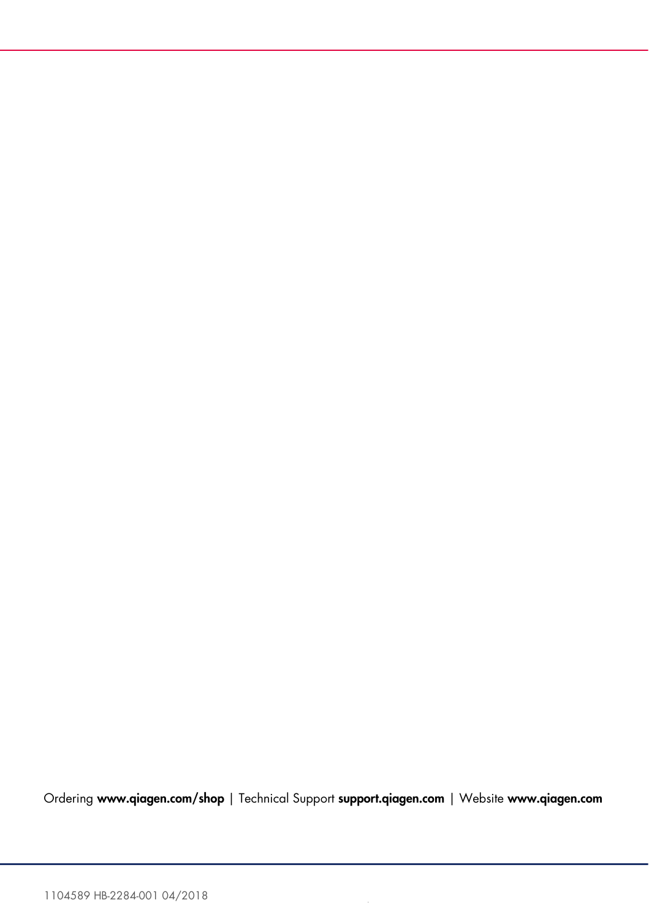Ordering **www.qiagen.com/shop** | Technical Support **support.qiagen.com** | Website **www.qiagen.com**

1104589 HB-2284-001 04/2018